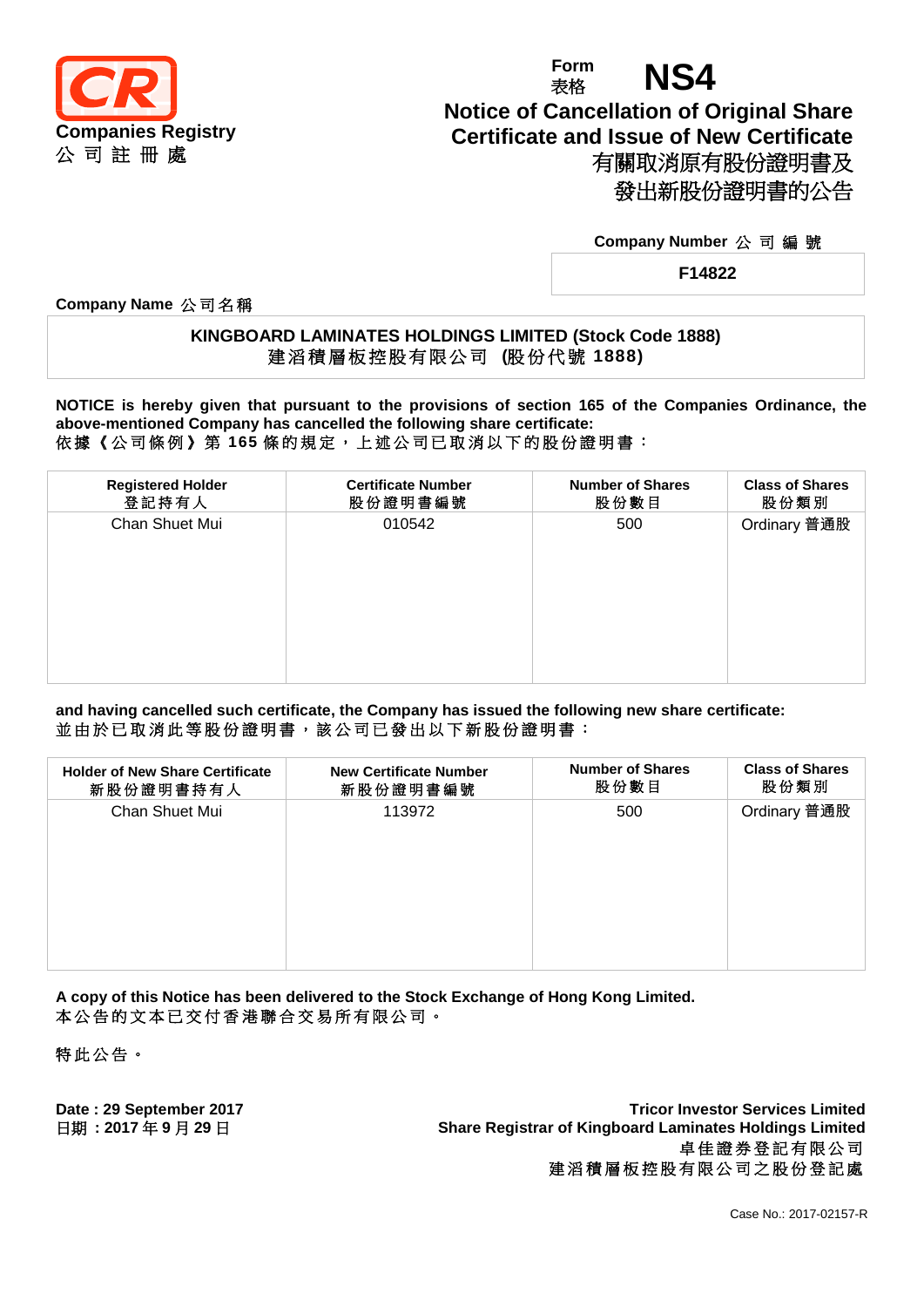**CR**
**Companies Registry**
**公 司 註 冊 處**

Form 表格 **NS4**

# Notice of Cancellation of Original Share Certificate and Issue of New Certificate
# 有關取消原有股份證明書及發出新股份證明書的公告

**Company Number 公 司 編 號**

**F14822**

**Company Name 公司名稱**

**KINGBOARD LAMINATES HOLDINGS LIMITED (Stock Code 1888)**
**建滔積層板控股有限公司 (股份代號 1888)**

**NOTICE is hereby given that pursuant to the provisions of section 165 of the Companies Ordinance, the above-mentioned Company has cancelled the following share certificate:**
依據《公司條例》第 **165** 條的規定，上述公司已取消以下的股份證明書：

| Registered Holder 登記持有人 | Certificate Number 股份證明書編號 | Number of Shares 股份數目 | Class of Shares 股份類別 |
|---|---|---|---|
| Chan Shuet Mui | 010542 | 500 | Ordinary 普通股 |

**and having cancelled such certificate, the Company has issued the following new share certificate:**
並由於已取消此等股份證明書，該公司已發出以下新股份證明書：

| Holder of New Share Certificate 新股份證明書持有人 | New Certificate Number 新股份證明書編號 | Number of Shares 股份數目 | Class of Shares 股份類別 |
|---|---|---|---|
| Chan Shuet Mui | 113972 | 500 | Ordinary 普通股 |

**A copy of this Notice has been delivered to the Stock Exchange of Hong Kong Limited.**
本公告的文本已交付香港聯合交易所有限公司。

特此公告。

**Date : 29 September 2017**
**日期：2017 年 9 月 29 日**

**Tricor Investor Services Limited**
**Share Registrar of Kingboard Laminates Holdings Limited**
卓佳證券登記有限公司
建滔積層板控股有限公司之股份登記處

Case No.: 2017-02157-R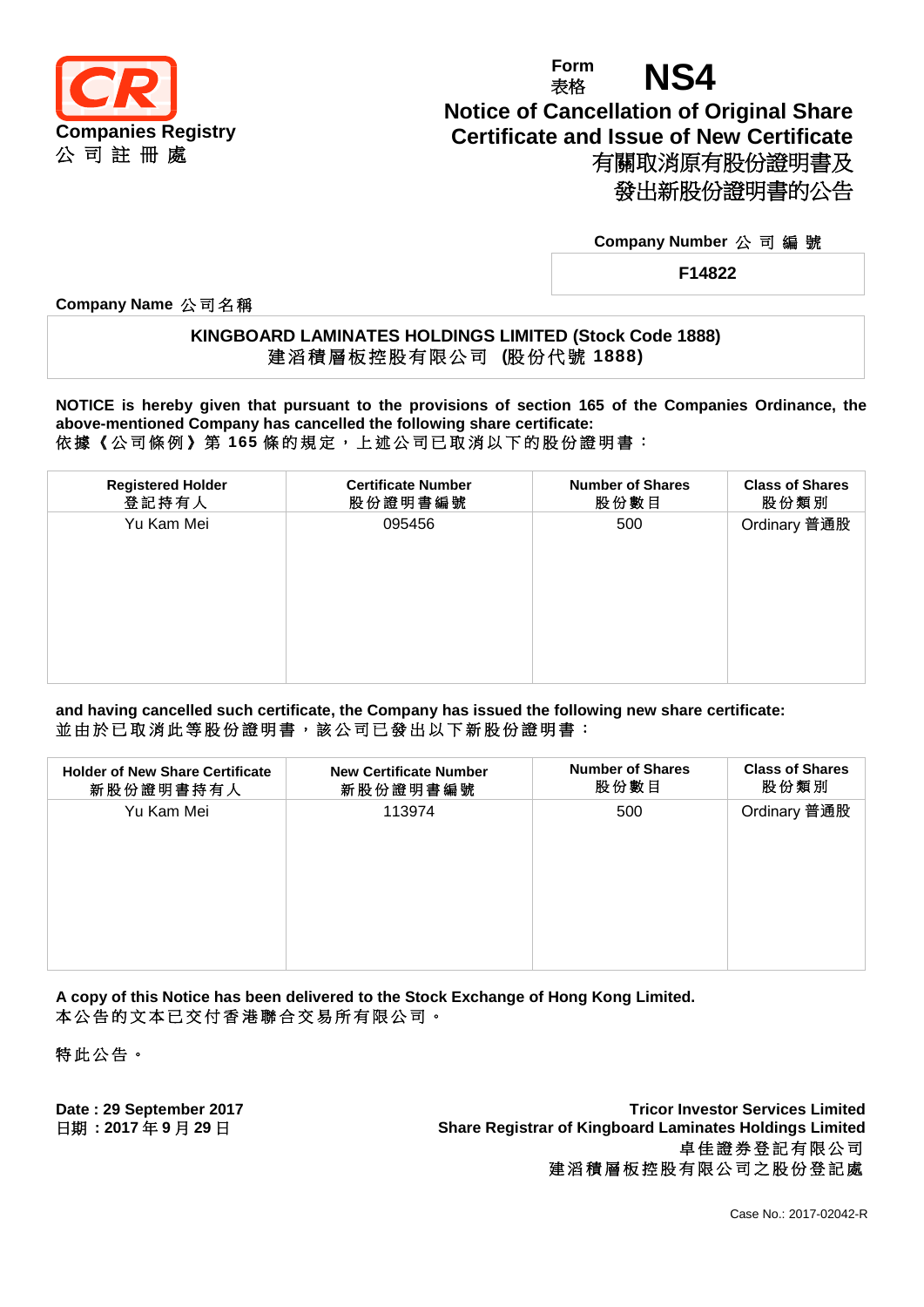Companies Registry
公 司 註 冊 處

Form 表格 **NS4**

# Notice of Cancellation of Original Share Certificate and Issue of New Certificate
# 有關取消原有股份證明書及發出新股份證明書的公告

**Company Number 公 司 編 號**

**F14822**

**Company Name 公司名稱**

**KINGBOARD LAMINATES HOLDINGS LIMITED (Stock Code 1888)**
**建滔積層板控股有限公司 (股份代號 1888)**

**NOTICE is hereby given that pursuant to the provisions of section 165 of the Companies Ordinance, the above-mentioned Company has cancelled the following share certificate:**
依據《公司條例》第 **165** 條的規定，上述公司已取消以下的股份證明書：

| Registered Holder 登記持有人 | Certificate Number 股份證明書編號 | Number of Shares 股份數目 | Class of Shares 股份類別 |
|---|---|---|---|
| Yu Kam Mei | 095456 | 500 | Ordinary 普通股 |

**and having cancelled such certificate, the Company has issued the following new share certificate:**
並由於已取消此等股份證明書，該公司已發出以下新股份證明書：

| Holder of New Share Certificate 新股份證明書持有人 | New Certificate Number 新股份證明書編號 | Number of Shares 股份數目 | Class of Shares 股份類別 |
|---|---|---|---|
| Yu Kam Mei | 113974 | 500 | Ordinary 普通股 |

**A copy of this Notice has been delivered to the Stock Exchange of Hong Kong Limited.**
本公告的文本已交付香港聯合交易所有限公司。

特此公告。

**Date : 29 September 2017**
**日期：2017 年 9 月 29 日**

**Tricor Investor Services Limited**
**Share Registrar of Kingboard Laminates Holdings Limited**
**卓佳證券登記有限公司**
**建滔積層板控股有限公司之股份登記處**

Case No.: 2017-02042-R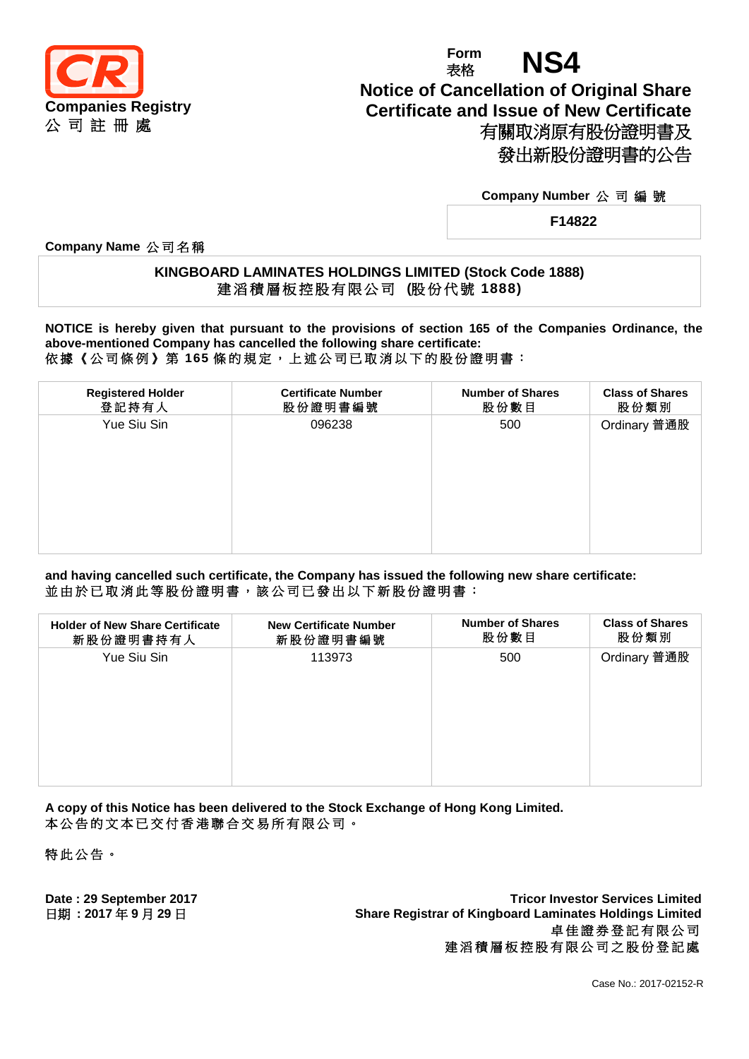**Companies Registry**
**公 司 註 冊 處**

Form 表格 **NS4**

# Notice of Cancellation of Original Share Certificate and Issue of New Certificate
# 有關取消原有股份證明書及發出新股份證明書的公告

**Company Number 公 司 編 號**

**F14822**

**Company Name 公司名稱**

**KINGBOARD LAMINATES HOLDINGS LIMITED (Stock Code 1888)**
**建滔積層板控股有限公司 (股份代號 1888)**

**NOTICE is hereby given that pursuant to the provisions of section 165 of the Companies Ordinance, the above-mentioned Company has cancelled the following share certificate:**
依據《公司條例》第 **165** 條的規定，上述公司已取消以下的股份證明書：

| Registered Holder 登記持有人 | Certificate Number 股份證明書編號 | Number of Shares 股份數目 | Class of Shares 股份類別 |
|---|---|---|---|
| Yue Siu Sin | 096238 | 500 | Ordinary 普通股 |

**and having cancelled such certificate, the Company has issued the following new share certificate:**
並由於已取消此等股份證明書，該公司已發出以下新股份證明書：

| Holder of New Share Certificate 新股份證明書持有人 | New Certificate Number 新股份證明書編號 | Number of Shares 股份數目 | Class of Shares 股份類別 |
|---|---|---|---|
| Yue Siu Sin | 113973 | 500 | Ordinary 普通股 |

**A copy of this Notice has been delivered to the Stock Exchange of Hong Kong Limited.**
本公告的文本已交付香港聯合交易所有限公司。

特此公告。

**Date : 29 September 2017**
**日期：2017 年 9 月 29 日**

**Tricor Investor Services Limited**
**Share Registrar of Kingboard Laminates Holdings Limited**
**卓佳證券登記有限公司**
**建滔積層板控股有限公司之股份登記處**

Case No.: 2017-02152-R